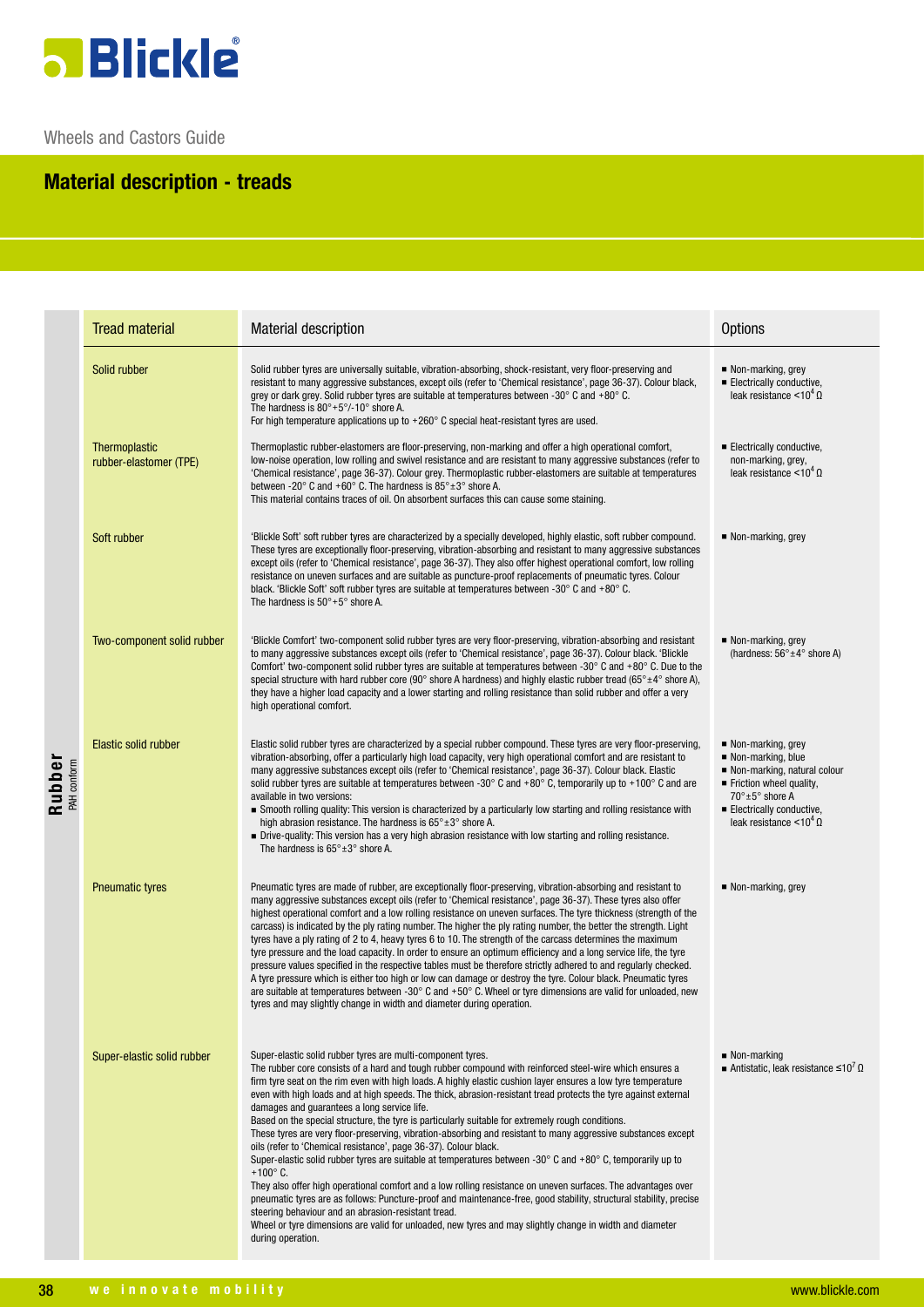Wheels and Castors Guide

## Material description - treads

| | Tread material | Material description | Options |
|---|---|---|---|
| **Rubber** PAH conform | Solid rubber | Solid rubber tyres are universally suitable, vibration-absorbing, shock-resistant, very floor-preserving and resistant to many aggressive substances, except oils (refer to 'Chemical resistance', page 36-37). Colour black, grey or dark grey. Solid rubber tyres are suitable at temperatures between -30° C and +80° C. The hardness is 80°+5°/-10° shore A. For high temperature applications up to +260° C special heat-resistant tyres are used. | ■ Non-marking, grey ■ Electrically conductive, leak resistance <$10^4$ Ω |
| | Thermoplastic rubber-elastomer (TPE) | Thermoplastic rubber-elastomers are floor-preserving, non-marking and offer a high operational comfort, low-noise operation, low rolling and swivel resistance and are resistant to many aggressive substances (refer to 'Chemical resistance', page 36-37). Colour grey. Thermoplastic rubber-elastomers are suitable at temperatures between -20° C and +60° C. The hardness is 85°±3° shore A. This material contains traces of oil. On absorbent surfaces this can cause some staining. | ■ Electrically conductive, non-marking, grey, leak resistance <$10^4$ Ω |
| | Soft rubber | 'Blickle Soft' soft rubber tyres are characterized by a specially developed, highly elastic, soft rubber compound. These tyres are exceptionally floor-preserving, vibration-absorbing and resistant to many aggressive substances except oils (refer to 'Chemical resistance', page 36-37). They also offer highest operational comfort, low rolling resistance on uneven surfaces and are suitable as puncture-proof replacements of pneumatic tyres. Colour black. 'Blickle Soft' soft rubber tyres are suitable at temperatures between -30° C and +80° C. The hardness is 50°+5° shore A. | ■ Non-marking, grey |
| | Two-component solid rubber | 'Blickle Comfort' two-component solid rubber tyres are very floor-preserving, vibration-absorbing and resistant to many aggressive substances except oils (refer to 'Chemical resistance', page 36-37). Colour black. 'Blickle Comfort' two-component solid rubber tyres are suitable at temperatures between -30° C and +80° C. Due to the special structure with hard rubber core (90° shore A hardness) and highly elastic rubber tread (65°±4° shore A), they have a higher load capacity and a lower starting and rolling resistance than solid rubber and offer a very high operational comfort. | ■ Non-marking, grey (hardness: 56°±4° shore A) |
| | Elastic solid rubber | Elastic solid rubber tyres are characterized by a special rubber compound. These tyres are very floor-preserving, vibration-absorbing, offer a particularly high load capacity, very high operational comfort and are resistant to many aggressive substances except oils (refer to 'Chemical resistance', page 36-37). Colour black. Elastic solid rubber tyres are suitable at temperatures between -30° C and +80° C, temporarily up to +100° C and are available in two versions: ■ Smooth rolling quality: This version is characterized by a particularly low starting and rolling resistance with high abrasion resistance. The hardness is 65°±3° shore A. ■ Drive-quality: This version has a very high abrasion resistance with low starting and rolling resistance. The hardness is 65°±3° shore A. | ■ Non-marking, grey ■ Non-marking, blue ■ Non-marking, natural colour ■ Friction wheel quality, 70°±5° shore A ■ Electrically conductive, leak resistance <$10^4$ Ω |
| | Pneumatic tyres | Pneumatic tyres are made of rubber, are exceptionally floor-preserving, vibration-absorbing and resistant to many aggressive substances except oils (refer to 'Chemical resistance', page 36-37). These tyres also offer highest operational comfort and a low rolling resistance on uneven surfaces. The tyre thickness (strength of the carcass) is indicated by the ply rating number. The higher the ply rating number, the better the strength. Light tyres have a ply rating of 2 to 4, heavy tyres 6 to 10. The strength of the carcass determines the maximum tyre pressure and the load capacity. In order to ensure an optimum efficiency and a long service life, the tyre pressure values specified in the respective tables must be therefore strictly adhered to and regularly checked. A tyre pressure which is either too high or low can damage or destroy the tyre. Colour black. Pneumatic tyres are suitable at temperatures between -30° C and +50° C. Wheel or tyre dimensions are valid for unloaded, new tyres and may slightly change in width and diameter during operation. | ■ Non-marking, grey |
| | Super-elastic solid rubber | Super-elastic solid rubber tyres are multi-component tyres. The rubber core consists of a hard and tough rubber compound with reinforced steel-wire which ensures a firm tyre seat on the rim even with high loads. A highly elastic cushion layer ensures a low tyre temperature even with high loads and at high speeds. The thick, abrasion-resistant tread protects the tyre against external damages and guarantees a long service life. Based on the special structure, the tyre is particularly suitable for extremely rough conditions. These tyres are very floor-preserving, vibration-absorbing and resistant to many aggressive substances except oils (refer to 'Chemical resistance', page 36-37). Colour black. Super-elastic solid rubber tyres are suitable at temperatures between -30° C and +80° C, temporarily up to +100° C. They also offer high operational comfort and a low rolling resistance on uneven surfaces. The advantages over pneumatic tyres are as follows: Puncture-proof and maintenance-free, good stability, structural stability, precise steering behaviour and an abrasion-resistant tread. Wheel or tyre dimensions are valid for unloaded, new tyres and may slightly change in width and diameter during operation. | ■ Non-marking ■ Antistatic, leak resistance ≤$10^7$ Ω |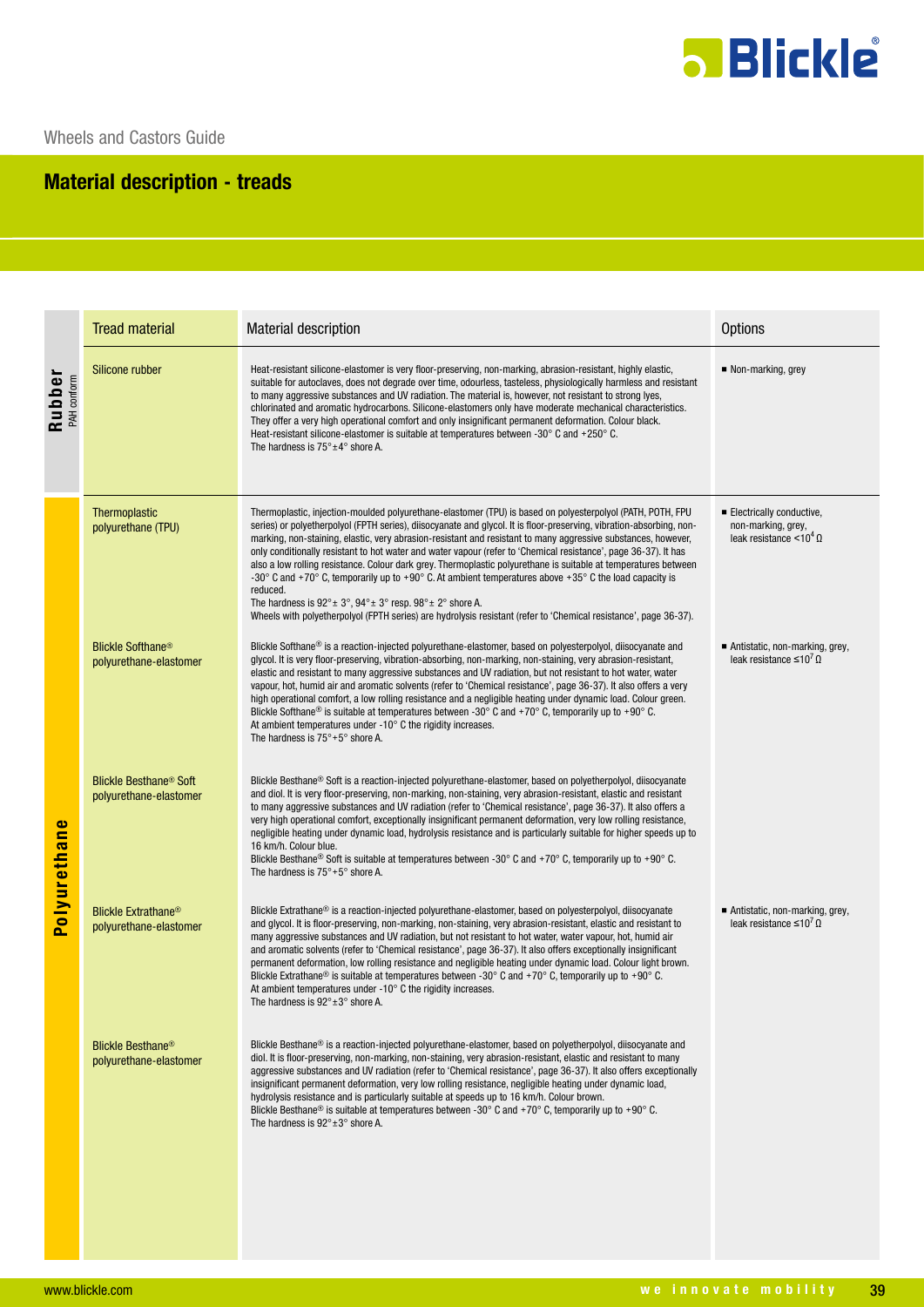Wheels and Castors Guide

## Material description - treads

| | Tread material | Material description | Options |
|---|---|---|---|
| **Rubber** PAH conform | Silicone rubber | Heat-resistant silicone-elastomer is very floor-preserving, non-marking, abrasion-resistant, highly elastic, suitable for autoclaves, does not degrade over time, odourless, tasteless, physiologically harmless and resistant to many aggressive substances and UV radiation. The material is, however, not resistant to strong lyes, chlorinated and aromatic hydrocarbons. Silicone-elastomers only have moderate mechanical characteristics. They offer a very high operational comfort and only insignificant permanent deformation. Colour black. Heat-resistant silicone-elastomer is suitable at temperatures between -30° C and +250° C. The hardness is 75°±4° shore A. | ■ Non-marking, grey |
| **Polyurethane** | Thermoplastic polyurethane (TPU) | Thermoplastic, injection-moulded polyurethane-elastomer (TPU) is based on polyesterpolyol (PATH, POTH, FPU series) or polyetherpolyol (FPTH series), diisocyanate and glycol. It is floor-preserving, vibration-absorbing, non-marking, non-staining, elastic, very abrasion-resistant and resistant to many aggressive substances, however, only conditionally resistant to hot water and water vapour (refer to 'Chemical resistance', page 36-37). It has also a low rolling resistance. Colour dark grey. Thermoplastic polyurethane is suitable at temperatures between -30° C and +70° C, temporarily up to +90° C. At ambient temperatures above +35° C the load capacity is reduced. The hardness is 92°± 3°, 94°± 3° resp. 98°± 2° shore A. Wheels with polyetherpolyol (FPTH series) are hydrolysis resistant (refer to 'Chemical resistance', page 36-37). | ■ Electrically conductive, non-marking, grey, leak resistance $<10^4\,\Omega$ |
| | Blickle Softhane® polyurethane-elastomer | Blickle Softhane® is a reaction-injected polyurethane-elastomer, based on polyesterpolyol, diisocyanate and glycol. It is very floor-preserving, vibration-absorbing, non-marking, non-staining, very abrasion-resistant, elastic and resistant to many aggressive substances and UV radiation, but not resistant to hot water, water vapour, hot, humid air and aromatic solvents (refer to 'Chemical resistance', page 36-37). It also offers a very high operational comfort, a low rolling resistance and a negligible heating under dynamic load. Colour green. Blickle Softhane® is suitable at temperatures between -30° C and +70° C, temporarily up to +90° C. At ambient temperatures under -10° C the rigidity increases. The hardness is 75°+5° shore A. | ■ Antistatic, non-marking, grey, leak resistance $\leq10^7\,\Omega$ |
| | Blickle Besthane® Soft polyurethane-elastomer | Blickle Besthane® Soft is a reaction-injected polyurethane-elastomer, based on polyetherpolyol, diisocyanate and diol. It is very floor-preserving, non-marking, non-staining, very abrasion-resistant, elastic and resistant to many aggressive substances and UV radiation (refer to 'Chemical resistance', page 36-37). It also offers a very high operational comfort, exceptionally insignificant permanent deformation, very low rolling resistance, negligible heating under dynamic load, hydrolysis resistance and is particularly suitable for higher speeds up to 16 km/h. Colour blue. Blickle Besthane® Soft is suitable at temperatures between -30° C and +70° C, temporarily up to +90° C. The hardness is 75°+5° shore A. | |
| | Blickle Extrathane® polyurethane-elastomer | Blickle Extrathane® is a reaction-injected polyurethane-elastomer, based on polyesterpolyol, diisocyanate and glycol. It is floor-preserving, non-marking, non-staining, very abrasion-resistant, elastic and resistant to many aggressive substances and UV radiation, but not resistant to hot water, water vapour, hot, humid air and aromatic solvents (refer to 'Chemical resistance', page 36-37). It also offers exceptionally insignificant permanent deformation, low rolling resistance and negligible heating under dynamic load. Colour light brown. Blickle Extrathane® is suitable at temperatures between -30° C and +70° C, temporarily up to +90° C. At ambient temperatures under -10° C the rigidity increases. The hardness is 92°±3° shore A. | ■ Antistatic, non-marking, grey, leak resistance $\leq10^7\,\Omega$ |
| | Blickle Besthane® polyurethane-elastomer | Blickle Besthane® is a reaction-injected polyurethane-elastomer, based on polyetherpolyol, diisocyanate and diol. It is floor-preserving, non-marking, non-staining, very abrasion-resistant, elastic and resistant to many aggressive substances and UV radiation (refer to 'Chemical resistance', page 36-37). It also offers exceptionally insignificant permanent deformation, very low rolling resistance, negligible heating under dynamic load, hydrolysis resistance and is particularly suitable at speeds up to 16 km/h. Colour brown. Blickle Besthane® is suitable at temperatures between -30° C and +70° C, temporarily up to +90° C. The hardness is 92°±3° shore A. | |

www.blickle.com

we innovate mobility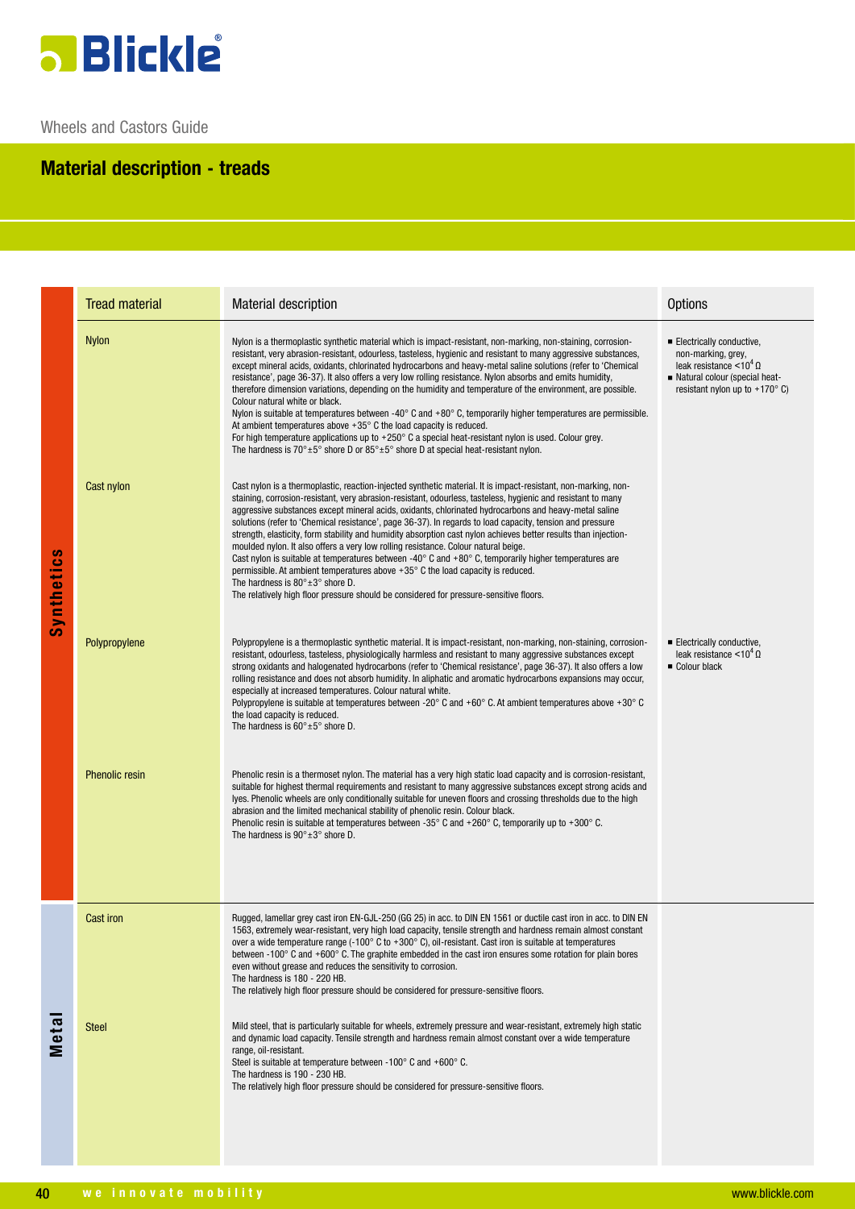Wheels and Castors Guide

## Material description - treads

| | Tread material | Material description | Options |
|---|---|---|---|
| Synthetics | Nylon | Nylon is a thermoplastic synthetic material which is impact-resistant, non-marking, non-staining, corrosion-resistant, very abrasion-resistant, odourless, tasteless, hygienic and resistant to many aggressive substances, except mineral acids, oxidants, chlorinated hydrocarbons and heavy-metal saline solutions (refer to 'Chemical resistance', page 36-37). It also offers a very low rolling resistance. Nylon absorbs and emits humidity, therefore dimension variations, depending on the humidity and temperature of the environment, are possible. Colour natural white or black.<br>Nylon is suitable at temperatures between -40° C and +80° C, temporarily higher temperatures are permissible. At ambient temperatures above +35° C the load capacity is reduced.<br>For high temperature applications up to +250° C a special heat-resistant nylon is used. Colour grey.<br>The hardness is 70°±5° shore D or 85°±5° shore D at special heat-resistant nylon. | ■ Electrically conductive, non-marking, grey, leak resistance <$10^4$ Ω<br>■ Natural colour (special heat-resistant nylon up to +170° C) |
| | Cast nylon | Cast nylon is a thermoplastic, reaction-injected synthetic material. It is impact-resistant, non-marking, non-staining, corrosion-resistant, very abrasion-resistant, odourless, tasteless, hygienic and resistant to many aggressive substances except mineral acids, oxidants, chlorinated hydrocarbons and heavy-metal saline solutions (refer to 'Chemical resistance', page 36-37). In regards to load capacity, tension and pressure strength, elasticity, form stability and humidity absorption cast nylon achieves better results than injection-moulded nylon. It also offers a very low rolling resistance. Colour natural beige.<br>Cast nylon is suitable at temperatures between -40° C and +80° C, temporarily higher temperatures are permissible. At ambient temperatures above +35° C the load capacity is reduced.<br>The hardness is 80°±3° shore D.<br>The relatively high floor pressure should be considered for pressure-sensitive floors. | |
| | Polypropylene | Polypropylene is a thermoplastic synthetic material. It is impact-resistant, non-marking, non-staining, corrosion-resistant, odourless, tasteless, physiologically harmless and resistant to many aggressive substances except strong oxidants and halogenated hydrocarbons (refer to 'Chemical resistance', page 36-37). It also offers a low rolling resistance and does not absorb humidity. In aliphatic and aromatic hydrocarbons expansions may occur, especially at increased temperatures. Colour natural white.<br>Polypropylene is suitable at temperatures between -20° C and +60° C. At ambient temperatures above +30° C the load capacity is reduced.<br>The hardness is 60°±5° shore D. | ■ Electrically conductive, leak resistance <$10^4$ Ω<br>■ Colour black |
| | Phenolic resin | Phenolic resin is a thermoset nylon. The material has a very high static load capacity and is corrosion-resistant, suitable for highest thermal requirements and resistant to many aggressive substances except strong acids and lyes. Phenolic wheels are only conditionally suitable for uneven floors and crossing thresholds due to the high abrasion and the limited mechanical stability of phenolic resin. Colour black.<br>Phenolic resin is suitable at temperatures between -35° C and +260° C, temporarily up to +300° C.<br>The hardness is 90°±3° shore D. | |
| Metal | Cast iron | Rugged, lamellar grey cast iron EN-GJL-250 (GG 25) in acc. to DIN EN 1561 or ductile cast iron in acc. to DIN EN 1563, extremely wear-resistant, very high load capacity, tensile strength and hardness remain almost constant over a wide temperature range (-100° C to +300° C), oil-resistant. Cast iron is suitable at temperatures between -100° C and +600° C. The graphite embedded in the cast iron ensures some rotation for plain bores even without grease and reduces the sensitivity to corrosion.<br>The hardness is 180 - 220 HB.<br>The relatively high floor pressure should be considered for pressure-sensitive floors. | |
| | Steel | Mild steel, that is particularly suitable for wheels, extremely pressure and wear-resistant, extremely high static and dynamic load capacity. Tensile strength and hardness remain almost constant over a wide temperature range, oil-resistant.<br>Steel is suitable at temperature between -100° C and +600° C.<br>The hardness is 190 - 230 HB.<br>The relatively high floor pressure should be considered for pressure-sensitive floors. | |